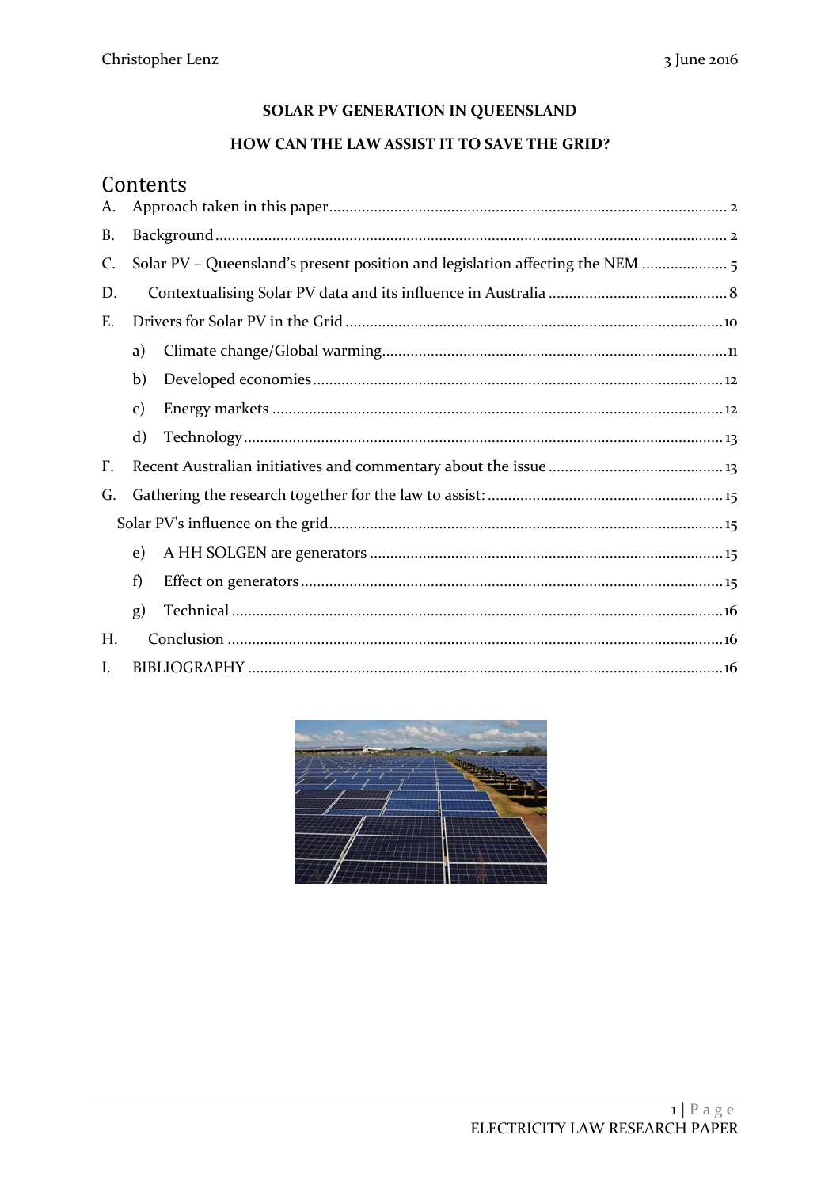Christopher Lenz 3 June 2016

**SOLAR PV GENERATION IN QUEENSLAND**

**HOW CAN THE LAW ASSIST IT TO SAVE THE GRID?**

# Contents

A. Approach taken in this paper ..... 2

B. Background ..... 2

C. Solar PV – Queensland's present position and legislation affecting the NEM ..... 5

D. Contextualising Solar PV data and its influence in Australia ..... 8

E. Drivers for Solar PV in the Grid ..... 10

- a) Climate change/Global warming ..... 11
- b) Developed economies ..... 12
- c) Energy markets ..... 12
- d) Technology ..... 13

F. Recent Australian initiatives and commentary about the issue ..... 13

G. Gathering the research together for the law to assist: ..... 15

Solar PV's influence on the grid ..... 15

- e) A HH SOLGEN are generators ..... 15
- f) Effect on generators ..... 15
- g) Technical ..... 16

H. Conclusion ..... 16

I. BIBLIOGRAPHY ..... 16

ELECTRICITY LAW RESEARCH PAPER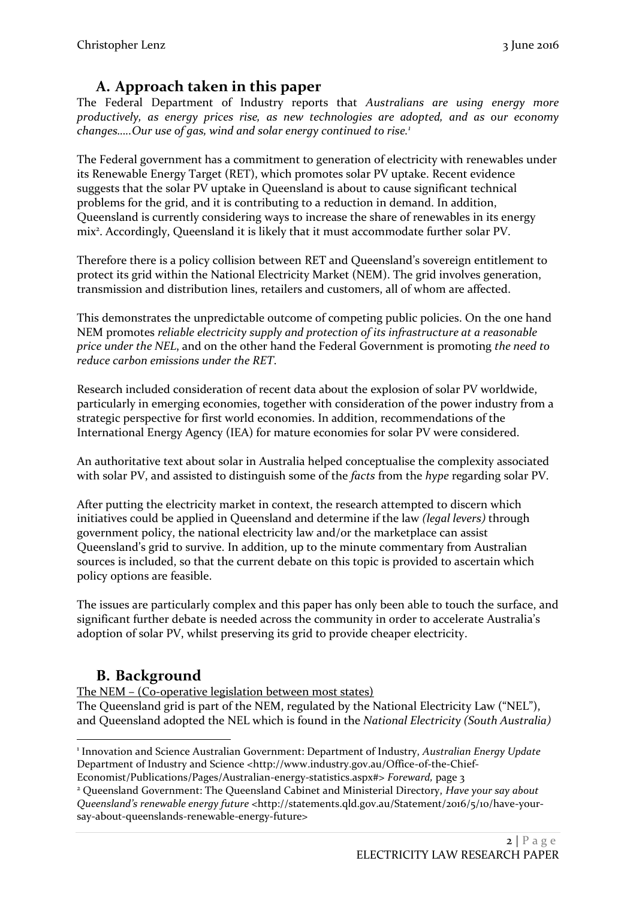## A. Approach taken in this paper

The Federal Department of Industry reports that *Australians are using energy more productively, as energy prices rise, as new technologies are adopted, and as our economy changes…..Our use of gas, wind and solar energy continued to rise.*[1]

The Federal government has a commitment to generation of electricity with renewables under its Renewable Energy Target (RET), which promotes solar PV uptake. Recent evidence suggests that the solar PV uptake in Queensland is about to cause significant technical problems for the grid, and it is contributing to a reduction in demand. In addition, Queensland is currently considering ways to increase the share of renewables in its energy mix[2]. Accordingly, Queensland it is likely that it must accommodate further solar PV.

Therefore there is a policy collision between RET and Queensland's sovereign entitlement to protect its grid within the National Electricity Market (NEM). The grid involves generation, transmission and distribution lines, retailers and customers, all of whom are affected.

This demonstrates the unpredictable outcome of competing public policies. On the one hand NEM promotes *reliable electricity supply and protection of its infrastructure at a reasonable price under the NEL*, and on the other hand the Federal Government is promoting *the need to reduce carbon emissions under the RET*.

Research included consideration of recent data about the explosion of solar PV worldwide, particularly in emerging economies, together with consideration of the power industry from a strategic perspective for first world economies. In addition, recommendations of the International Energy Agency (IEA) for mature economies for solar PV were considered.

An authoritative text about solar in Australia helped conceptualise the complexity associated with solar PV, and assisted to distinguish some of the *facts* from the *hype* regarding solar PV.

After putting the electricity market in context, the research attempted to discern which initiatives could be applied in Queensland and determine if the law *(legal levers)* through government policy, the national electricity law and/or the marketplace can assist Queensland's grid to survive. In addition, up to the minute commentary from Australian sources is included, so that the current debate on this topic is provided to ascertain which policy options are feasible.

The issues are particularly complex and this paper has only been able to touch the surface, and significant further debate is needed across the community in order to accelerate Australia's adoption of solar PV, whilst preserving its grid to provide cheaper electricity.

## B. Background

The NEM – (Co-operative legislation between most states)

The Queensland grid is part of the NEM, regulated by the National Electricity Law ("NEL"), and Queensland adopted the NEL which is found in the *National Electricity (South Australia)*

---

[1] Innovation and Science Australian Government: Department of Industry, *Australian Energy Update* Department of Industry and Science <http://www.industry.gov.au/Office-of-the-Chief-Economist/Publications/Pages/Australian-energy-statistics.aspx#> *Foreward*, page 3

[2] Queensland Government: The Queensland Cabinet and Ministerial Directory, *Have your say about Queensland's renewable energy future* <http://statements.qld.gov.au/Statement/2016/5/10/have-your-say-about-queenslands-renewable-energy-future>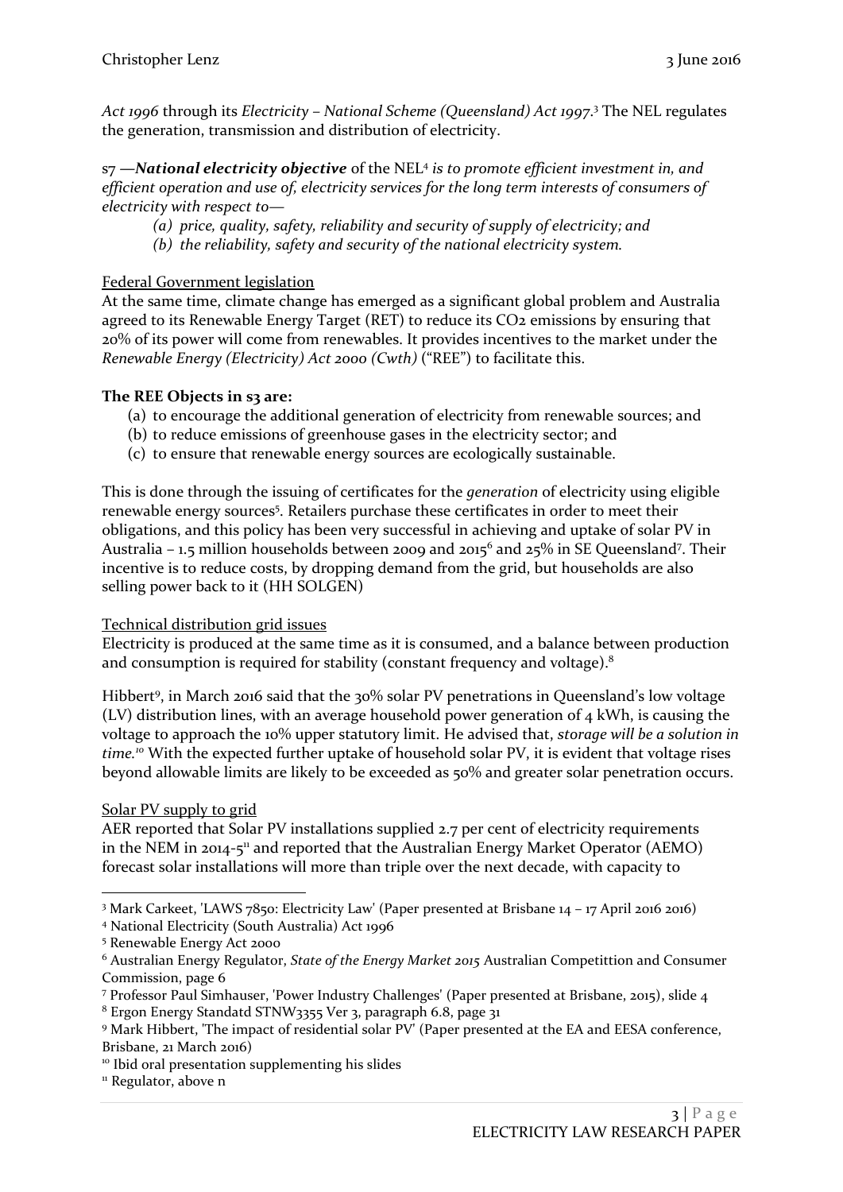*Act 1996* through its *Electricity – National Scheme (Queensland) Act 1997*.[3] The NEL regulates the generation, transmission and distribution of electricity.

s7 —***National electricity objective*** of the NEL[4] *is to promote efficient investment in, and efficient operation and use of, electricity services for the long term interests of consumers of electricity with respect to—*

*(a) price, quality, safety, reliability and security of supply of electricity; and*
*(b) the reliability, safety and security of the national electricity system.*

Federal Government legislation

At the same time, climate change has emerged as a significant global problem and Australia agreed to its Renewable Energy Target (RET) to reduce its $CO_2$ emissions by ensuring that 20% of its power will come from renewables. It provides incentives to the market under the *Renewable Energy (Electricity) Act 2000 (Cwth)* ("REE") to facilitate this.

**The REE Objects in s3 are:**

(a) to encourage the additional generation of electricity from renewable sources; and
(b) to reduce emissions of greenhouse gases in the electricity sector; and
(c) to ensure that renewable energy sources are ecologically sustainable.

This is done through the issuing of certificates for the *generation* of electricity using eligible renewable energy sources[5]. Retailers purchase these certificates in order to meet their obligations, and this policy has been very successful in achieving and uptake of solar PV in Australia – 1.5 million households between 2009 and 2015[6] and 25% in SE Queensland[7]. Their incentive is to reduce costs, by dropping demand from the grid, but households are also selling power back to it (HH SOLGEN)

Technical distribution grid issues

Electricity is produced at the same time as it is consumed, and a balance between production and consumption is required for stability (constant frequency and voltage).[8]

Hibbert[9], in March 2016 said that the 30% solar PV penetrations in Queensland's low voltage (LV) distribution lines, with an average household power generation of 4 kWh, is causing the voltage to approach the 10% upper statutory limit. He advised that, *storage will be a solution in time.*[10] With the expected further uptake of household solar PV, it is evident that voltage rises beyond allowable limits are likely to be exceeded as 50% and greater solar penetration occurs.

Solar PV supply to grid

AER reported that Solar PV installations supplied 2.7 per cent of electricity requirements in the NEM in 2014-5[11] and reported that the Australian Energy Market Operator (AEMO) forecast solar installations will more than triple over the next decade, with capacity to

---

[3] Mark Carkeet, 'LAWS 7850: Electricity Law' (Paper presented at Brisbane 14 – 17 April 2016 2016)
[4] National Electricity (South Australia) Act 1996
[5] Renewable Energy Act 2000
[6] Australian Energy Regulator, *State of the Energy Market 2015* Australian Competittion and Consumer Commission, page 6
[7] Professor Paul Simhauser, 'Power Industry Challenges' (Paper presented at Brisbane, 2015), slide 4
[8] Ergon Energy Standatd STNW3355 Ver 3, paragraph 6.8, page 31
[9] Mark Hibbert, 'The impact of residential solar PV' (Paper presented at the EA and EESA conference, Brisbane, 21 March 2016)
[10] Ibid oral presentation supplementing his slides
[11] Regulator, above n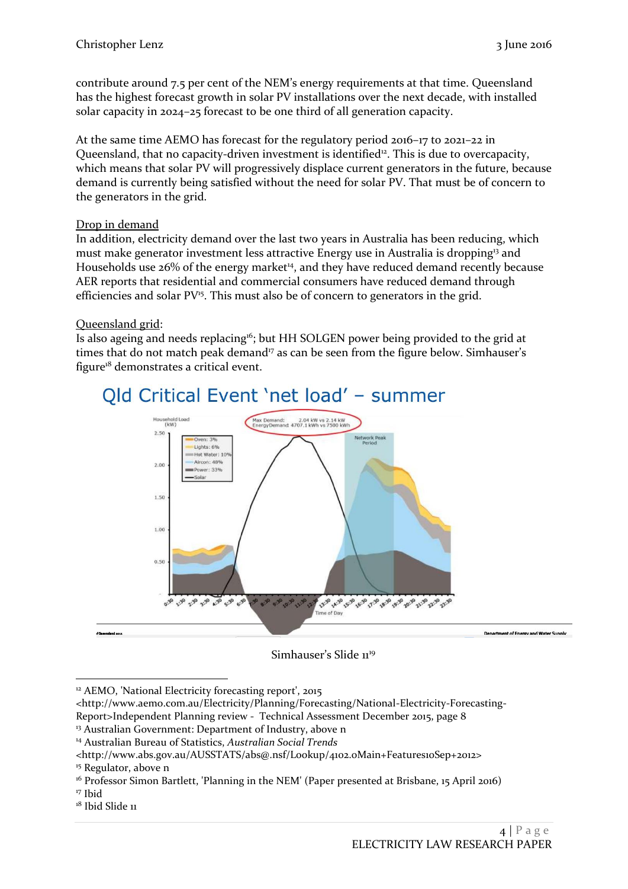contribute around 7.5 per cent of the NEM's energy requirements at that time. Queensland has the highest forecast growth in solar PV installations over the next decade, with installed solar capacity in 2024–25 forecast to be one third of all generation capacity.

At the same time AEMO has forecast for the regulatory period 2016–17 to 2021–22 in Queensland, that no capacity-driven investment is identified[12]. This is due to overcapacity, which means that solar PV will progressively displace current generators in the future, because demand is currently being satisfied without the need for solar PV. That must be of concern to the generators in the grid.

Drop in demand

In addition, electricity demand over the last two years in Australia has been reducing, which must make generator investment less attractive Energy use in Australia is dropping[13] and Households use 26% of the energy market[14], and they have reduced demand recently because AER reports that residential and commercial consumers have reduced demand through efficiencies and solar PV[15]. This must also be of concern to generators in the grid.

Queensland grid:

Is also ageing and needs replacing[16]; but HH SOLGEN power being provided to the grid at times that do not match peak demand[17] as can be seen from the figure below. Simhauser's figure[18] demonstrates a critical event.

Simhauser's Slide 11[19]

---

[12] AEMO, 'National Electricity forecasting report', 2015 <http://www.aemo.com.au/Electricity/Planning/Forecasting/National-Electricity-Forecasting-Report>Independent Planning review - Technical Assessment December 2015, page 8

[13] Australian Government: Department of Industry, above n

[14] Australian Bureau of Statistics, *Australian Social Trends* <http://www.abs.gov.au/AUSSTATS/abs@.nsf/Lookup/4102.0Main+Features10Sep+2012>

[15] Regulator, above n

[16] Professor Simon Bartlett, 'Planning in the NEM' (Paper presented at Brisbane, 15 April 2016)

[17] Ibid

[18] Ibid Slide 11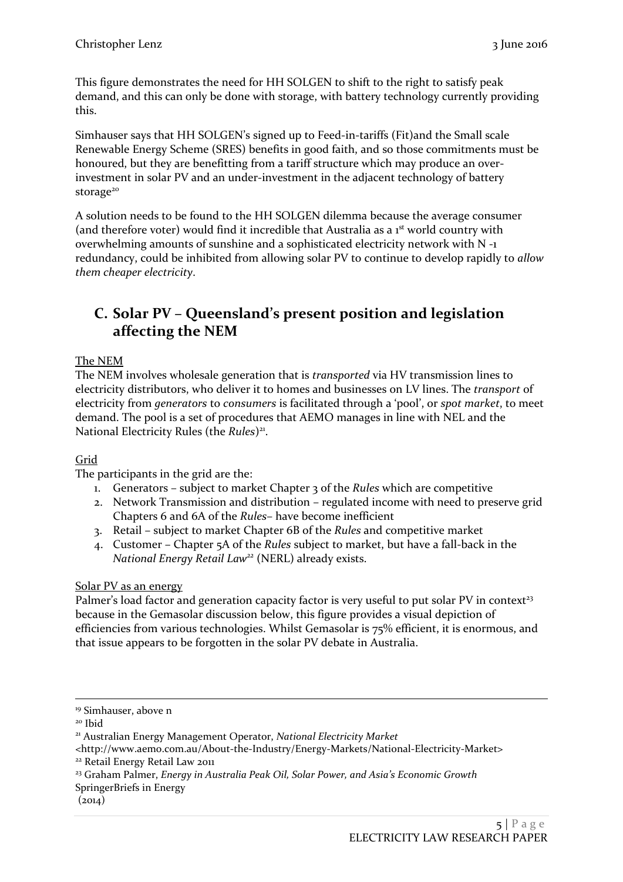This figure demonstrates the need for HH SOLGEN to shift to the right to satisfy peak demand, and this can only be done with storage, with battery technology currently providing this.

Simhauser says that HH SOLGEN's signed up to Feed-in-tariffs (Fit)and the Small scale Renewable Energy Scheme (SRES) benefits in good faith, and so those commitments must be honoured, but they are benefitting from a tariff structure which may produce an over-investment in solar PV and an under-investment in the adjacent technology of battery storage[20]

A solution needs to be found to the HH SOLGEN dilemma because the average consumer (and therefore voter) would find it incredible that Australia as a 1st world country with overwhelming amounts of sunshine and a sophisticated electricity network with N -1 redundancy, could be inhibited from allowing solar PV to continue to develop rapidly to *allow them cheaper electricity*.

## C. Solar PV – Queensland's present position and legislation affecting the NEM

<u>The NEM</u>

The NEM involves wholesale generation that is *transported* via HV transmission lines to electricity distributors, who deliver it to homes and businesses on LV lines. The *transport* of electricity from *generators* to *consumers* is facilitated through a 'pool', or *spot market*, to meet demand. The pool is a set of procedures that AEMO manages in line with NEL and the National Electricity Rules (the *Rules*)[21].

<u>Grid</u>

The participants in the grid are the:

1. Generators – subject to market Chapter 3 of the *Rules* which are competitive
2. Network Transmission and distribution – regulated income with need to preserve grid Chapters 6 and 6A of the *Rules*– have become inefficient
3. Retail – subject to market Chapter 6B of the *Rules* and competitive market
4. Customer – Chapter 5A of the *Rules* subject to market, but have a fall-back in the *National Energy Retail Law*[22] (NERL) already exists.

<u>Solar PV as an energy</u>

Palmer's load factor and generation capacity factor is very useful to put solar PV in context[23] because in the Gemasolar discussion below, this figure provides a visual depiction of efficiencies from various technologies. Whilst Gemasolar is 75% efficient, it is enormous, and that issue appears to be forgotten in the solar PV debate in Australia.

---

[19] Simhauser, above n

[20] Ibid

[21] Australian Energy Management Operator, *National Electricity Market* <http://www.aemo.com.au/About-the-Industry/Energy-Markets/National-Electricity-Market>

[22] Retail Energy Retail Law 2011

[23] Graham Palmer, *Energy in Australia Peak Oil, Solar Power, and Asia's Economic Growth* SpringerBriefs in Energy (2014)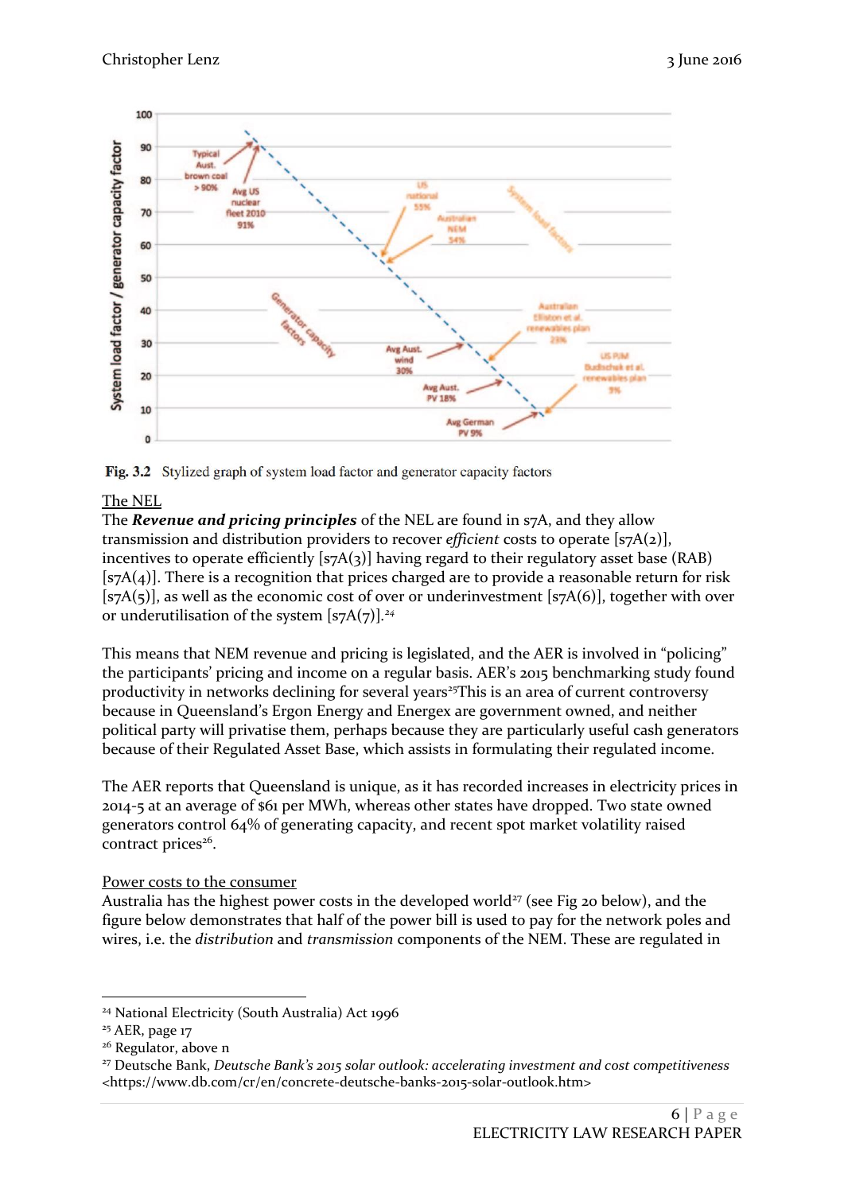Fig. 3.2 Stylized graph of system load factor and generator capacity factors

The NEL

The ***Revenue and pricing principles*** of the NEL are found in s7A, and they allow transmission and distribution providers to recover *efficient* costs to operate [s7A(2)], incentives to operate efficiently [s7A(3)] having regard to their regulatory asset base (RAB) [s7A(4)]. There is a recognition that prices charged are to provide a reasonable return for risk [s7A(5)], as well as the economic cost of over or underinvestment [s7A(6)], together with over or underutilisation of the system [s7A(7)].[24]

This means that NEM revenue and pricing is legislated, and the AER is involved in "policing" the participants' pricing and income on a regular basis. AER's 2015 benchmarking study found productivity in networks declining for several years[25]This is an area of current controversy because in Queensland's Ergon Energy and Energex are government owned, and neither political party will privatise them, perhaps because they are particularly useful cash generators because of their Regulated Asset Base, which assists in formulating their regulated income.

The AER reports that Queensland is unique, as it has recorded increases in electricity prices in 2014-5 at an average of $61 per MWh, whereas other states have dropped. Two state owned generators control 64% of generating capacity, and recent spot market volatility raised contract prices[26].

Power costs to the consumer

Australia has the highest power costs in the developed world[27] (see Fig 20 below), and the figure below demonstrates that half of the power bill is used to pay for the network poles and wires, i.e. the *distribution* and *transmission* components of the NEM. These are regulated in

---

[24] National Electricity (South Australia) Act 1996

[25] AER, page 17

[26] Regulator, above n

[27] Deutsche Bank, *Deutsche Bank's 2015 solar outlook: accelerating investment and cost competitiveness* <https://www.db.com/cr/en/concrete-deutsche-banks-2015-solar-outlook.htm>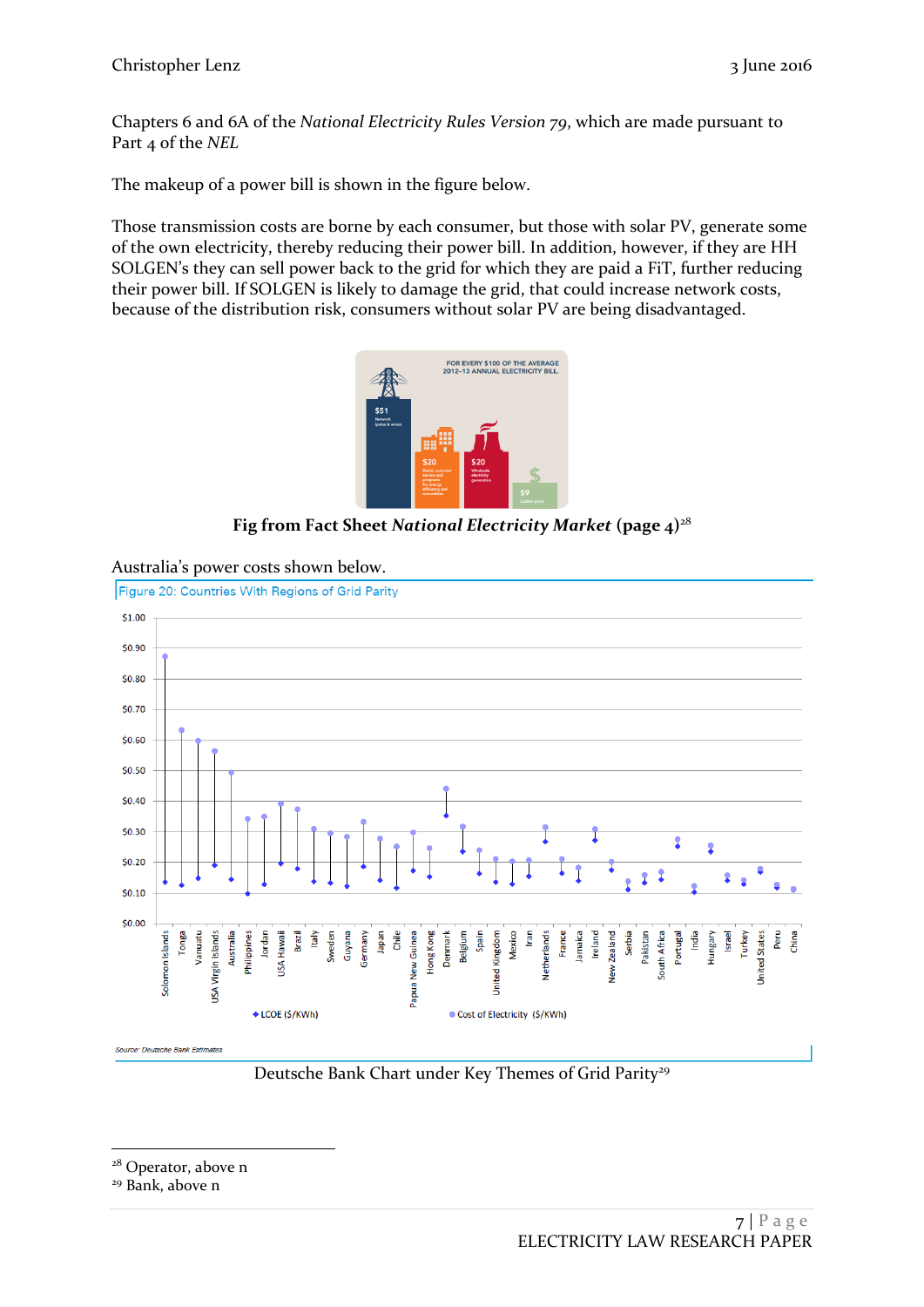Chapters 6 and 6A of the *National Electricity Rules Version 79*, which are made pursuant to Part 4 of the *NEL*

The makeup of a power bill is shown in the figure below.

Those transmission costs are borne by each consumer, but those with solar PV, generate some of the own electricity, thereby reducing their power bill. In addition, however, if they are HH SOLGEN's they can sell power back to the grid for which they are paid a FiT, further reducing their power bill. If SOLGEN is likely to damage the grid, that could increase network costs, because of the distribution risk, consumers without solar PV are being disadvantaged.

**Fig from Fact Sheet *National Electricity Market* (page 4)**[28]

Australia's power costs shown below.

Deutsche Bank Chart under Key Themes of Grid Parity[29]

---

[28] Operator, above n

[29] Bank, above n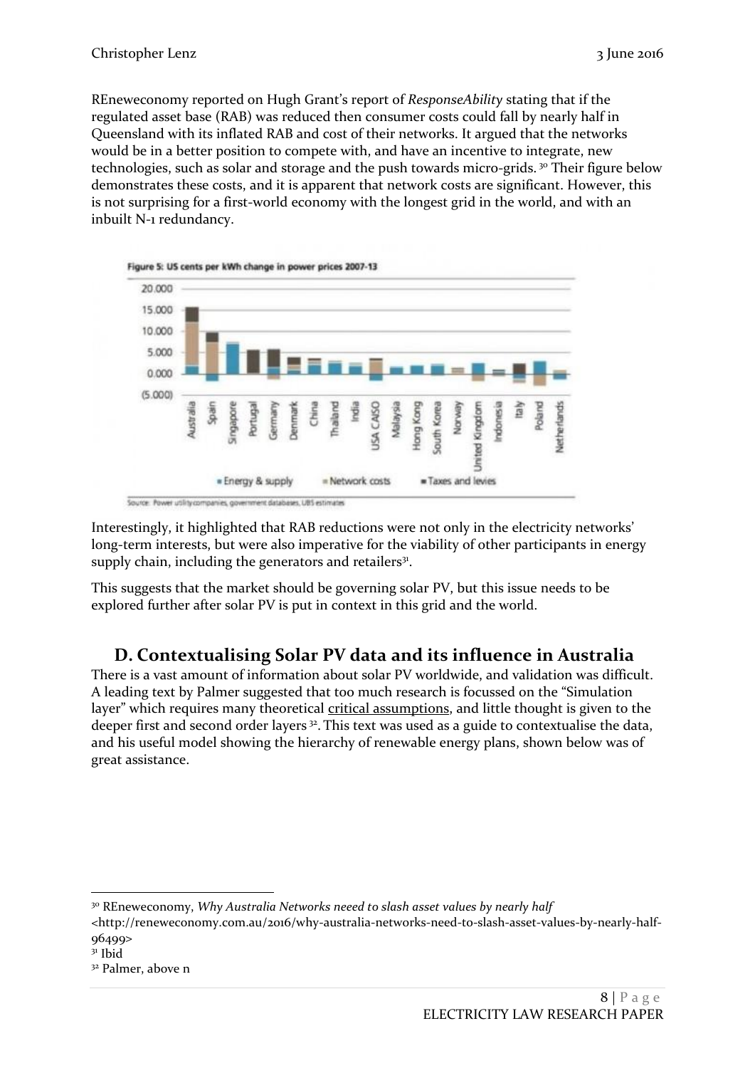REneweconomy reported on Hugh Grant's report of *ResponseAbility* stating that if the regulated asset base (RAB) was reduced then consumer costs could fall by nearly half in Queensland with its inflated RAB and cost of their networks. It argued that the networks would be in a better position to compete with, and have an incentive to integrate, new technologies, such as solar and storage and the push towards micro-grids.[30] Their figure below demonstrates these costs, and it is apparent that network costs are significant. However, this is not surprising for a first-world economy with the longest grid in the world, and with an inbuilt N-1 redundancy.

**Figure 5: US cents per kWh change in power prices 2007-13**

Source: Power utility companies, government databases, UBS estimates

Interestingly, it highlighted that RAB reductions were not only in the electricity networks' long-term interests, but were also imperative for the viability of other participants in energy supply chain, including the generators and retailers[31].

This suggests that the market should be governing solar PV, but this issue needs to be explored further after solar PV is put in context in this grid and the world.

## D. Contextualising Solar PV data and its influence in Australia

There is a vast amount of information about solar PV worldwide, and validation was difficult. A leading text by Palmer suggested that too much research is focussed on the "Simulation layer" which requires many theoretical critical assumptions, and little thought is given to the deeper first and second order layers[32]. This text was used as a guide to contextualise the data, and his useful model showing the hierarchy of renewable energy plans, shown below was of great assistance.

---

[30] REneweconomy, *Why Australia Networks neeed to slash asset values by nearly half* <http://reneweconomy.com.au/2016/why-australia-networks-need-to-slash-asset-values-by-nearly-half-96499>

[31] Ibid

[32] Palmer, above n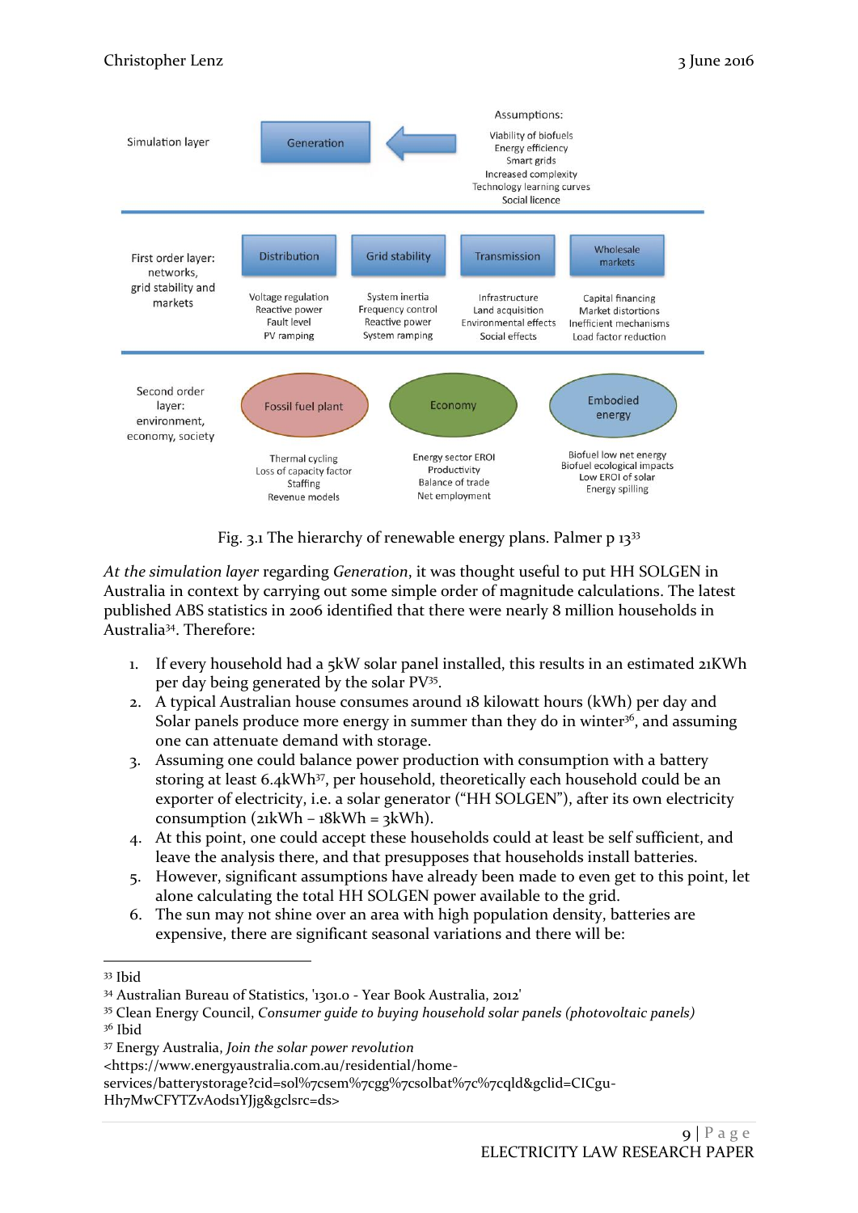| Layer | | | | |
|---|---|---|---|---|
| Simulation layer | Generation | Assumptions: Viability of biofuels, Energy efficiency, Smart grids, Increased complexity, Technology learning curves, Social licence | | |
| First order layer: networks, grid stability and markets | Distribution: Voltage regulation, Reactive power, Fault level, PV ramping | Grid stability: System inertia, Frequency control, Reactive power, System ramping | Transmission: Infrastructure, Land acquisition, Environmental effects, Social effects | Wholesale markets: Capital financing, Market distortions, Inefficient mechanisms, Load factor reduction |
| Second order layer: environment, economy, society | Fossil fuel plant: Thermal cycling, Loss of capacity factor, Staffing, Revenue models | Economy: Energy sector EROI, Productivity, Balance of trade, Net employment | Embodied energy: Biofuel low net energy, Biofuel ecological impacts, Low EROI of solar, Energy spilling | |

Fig. 3.1 The hierarchy of renewable energy plans. Palmer p 13[33]

*At the simulation layer* regarding *Generation*, it was thought useful to put HH SOLGEN in Australia in context by carrying out some simple order of magnitude calculations. The latest published ABS statistics in 2006 identified that there were nearly 8 million households in Australia[34]. Therefore:

1. If every household had a 5kW solar panel installed, this results in an estimated 21KWh per day being generated by the solar PV[35].
2. A typical Australian house consumes around 18 kilowatt hours (kWh) per day and Solar panels produce more energy in summer than they do in winter[36], and assuming one can attenuate demand with storage.
3. Assuming one could balance power production with consumption with a battery storing at least 6.4kWh[37], per household, theoretically each household could be an exporter of electricity, i.e. a solar generator ("HH SOLGEN"), after its own electricity consumption (21kWh – 18kWh = 3kWh).
4. At this point, one could accept these households could at least be self sufficient, and leave the analysis there, and that presupposes that households install batteries.
5. However, significant assumptions have already been made to even get to this point, let alone calculating the total HH SOLGEN power available to the grid.
6. The sun may not shine over an area with high population density, batteries are expensive, there are significant seasonal variations and there will be:

---

[33] Ibid

[34] Australian Bureau of Statistics, '1301.0 - Year Book Australia, 2012'

[35] Clean Energy Council, *Consumer guide to buying household solar panels (photovoltaic panels)*

[36] Ibid

[37] Energy Australia, *Join the solar power revolution* <https://www.energyaustralia.com.au/residential/home-services/batterystorage?cid=sol%7csem%7cgg%7csolbat%7c%7cqld&gclid=CICgu-Hh7MwCFYTZvAods1YJjg&gclsrc=ds>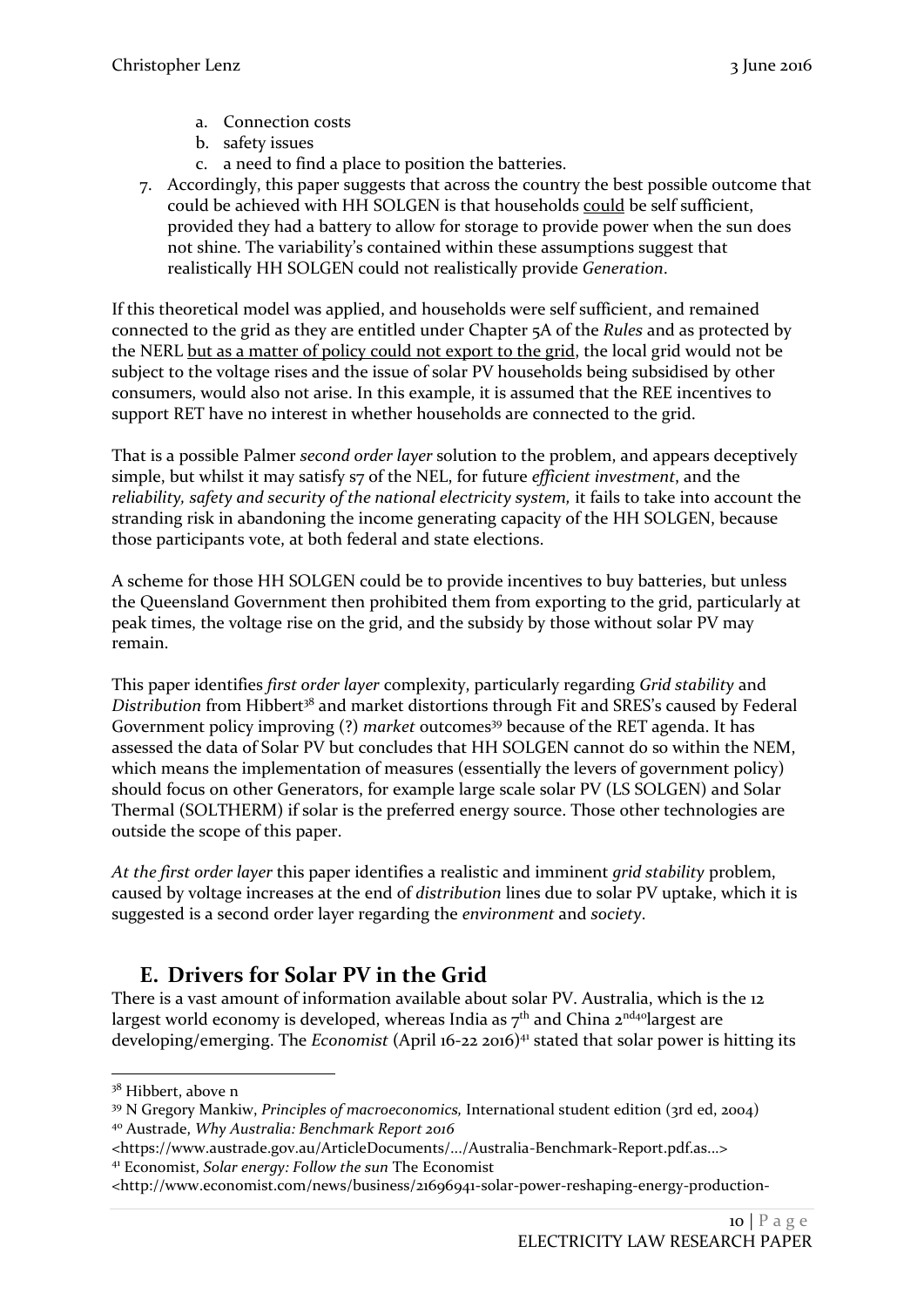a. Connection costs
   b. safety issues
   c. a need to find a place to position the batteries.
7. Accordingly, this paper suggests that across the country the best possible outcome that could be achieved with HH SOLGEN is that households could be self sufficient, provided they had a battery to allow for storage to provide power when the sun does not shine. The variability's contained within these assumptions suggest that realistically HH SOLGEN could not realistically provide *Generation*.

If this theoretical model was applied, and households were self sufficient, and remained connected to the grid as they are entitled under Chapter 5A of the *Rules* and as protected by the NERL but as a matter of policy could not export to the grid, the local grid would not be subject to the voltage rises and the issue of solar PV households being subsidised by other consumers, would also not arise. In this example, it is assumed that the REE incentives to support RET have no interest in whether households are connected to the grid.

That is a possible Palmer *second order layer* solution to the problem, and appears deceptively simple, but whilst it may satisfy s7 of the NEL, for future *efficient investment*, and the *reliability, safety and security of the national electricity system,* it fails to take into account the stranding risk in abandoning the income generating capacity of the HH SOLGEN, because those participants vote, at both federal and state elections.

A scheme for those HH SOLGEN could be to provide incentives to buy batteries, but unless the Queensland Government then prohibited them from exporting to the grid, particularly at peak times, the voltage rise on the grid, and the subsidy by those without solar PV may remain.

This paper identifies *first order layer* complexity, particularly regarding *Grid stability* and *Distribution* from Hibbert[38] and market distortions through Fit and SRES's caused by Federal Government policy improving (?) *market* outcomes[39] because of the RET agenda. It has assessed the data of Solar PV but concludes that HH SOLGEN cannot do so within the NEM, which means the implementation of measures (essentially the levers of government policy) should focus on other Generators, for example large scale solar PV (LS SOLGEN) and Solar Thermal (SOLTHERM) if solar is the preferred energy source. Those other technologies are outside the scope of this paper.

*At the first order layer* this paper identifies a realistic and imminent *grid stability* problem, caused by voltage increases at the end of *distribution* lines due to solar PV uptake, which it is suggested is a second order layer regarding the *environment* and *society*.

## E. Drivers for Solar PV in the Grid

There is a vast amount of information available about solar PV. Australia, which is the 12 largest world economy is developed, whereas India as 7th and China 2nd[40] largest are developing/emerging. The *Economist* (April 16-22 2016)[41] stated that solar power is hitting its

---

[38] Hibbert, above n

[39] N Gregory Mankiw, *Principles of macroeconomics,* International student edition (3rd ed, 2004)

[40] Austrade, *Why Australia: Benchmark Report 2016* <https://www.austrade.gov.au/ArticleDocuments/.../Australia-Benchmark-Report.pdf.as...>

[41] Economist, *Solar energy: Follow the sun* The Economist <http://www.economist.com/news/business/21696941-solar-power-reshaping-energy-production-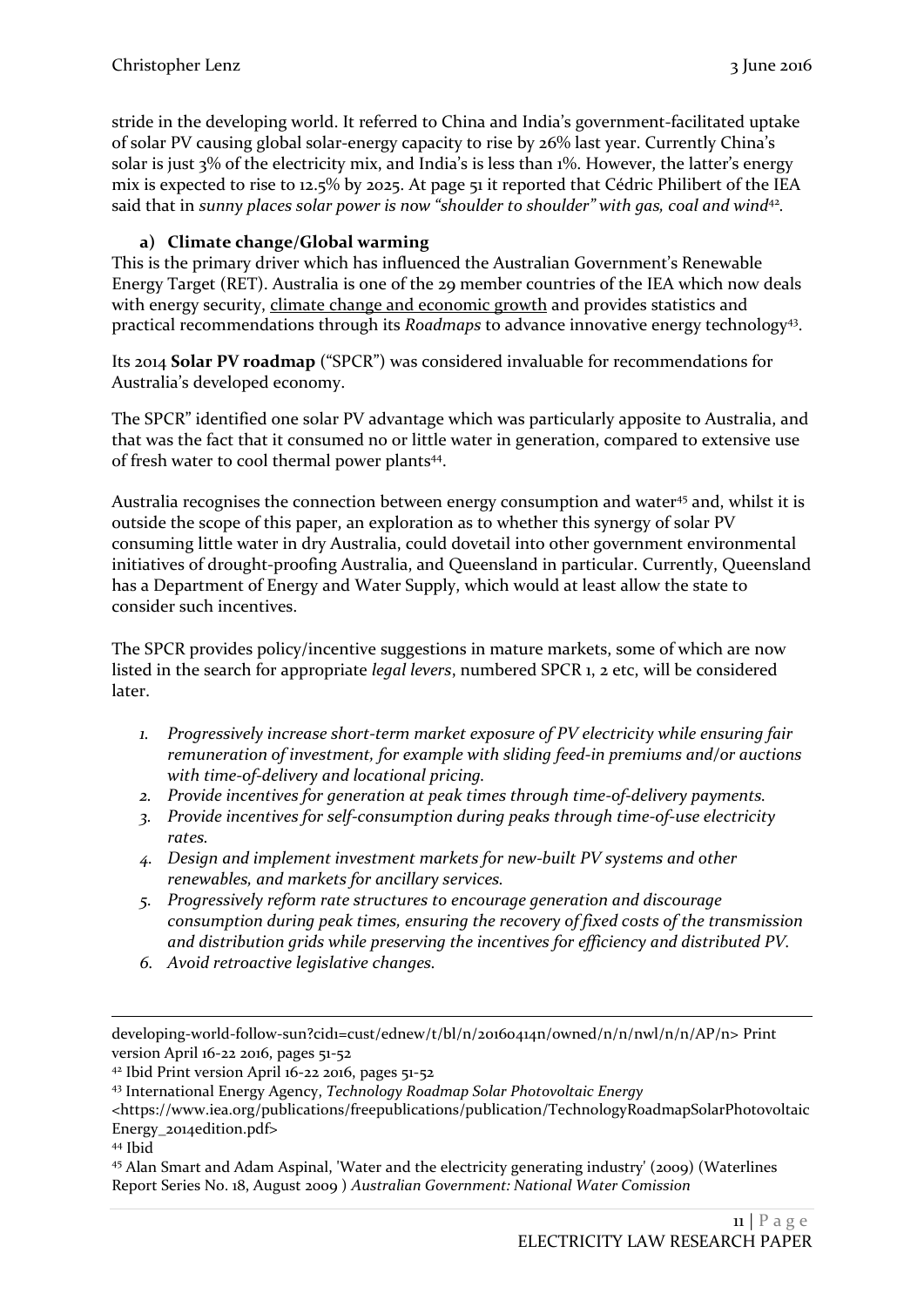stride in the developing world. It referred to China and India's government-facilitated uptake of solar PV causing global solar-energy capacity to rise by 26% last year. Currently China's solar is just 3% of the electricity mix, and India's is less than 1%. However, the latter's energy mix is expected to rise to 12.5% by 2025. At page 51 it reported that Cédric Philibert of the IEA said that in *sunny places solar power is now "shoulder to shoulder" with gas, coal and wind*[42].

**a) Climate change/Global warming**

This is the primary driver which has influenced the Australian Government's Renewable Energy Target (RET). Australia is one of the 29 member countries of the IEA which now deals with energy security, climate change and economic growth and provides statistics and practical recommendations through its *Roadmaps* to advance innovative energy technology[43].

Its 2014 **Solar PV roadmap** ("SPCR") was considered invaluable for recommendations for Australia's developed economy.

The SPCR" identified one solar PV advantage which was particularly apposite to Australia, and that was the fact that it consumed no or little water in generation, compared to extensive use of fresh water to cool thermal power plants[44].

Australia recognises the connection between energy consumption and water[45] and, whilst it is outside the scope of this paper, an exploration as to whether this synergy of solar PV consuming little water in dry Australia, could dovetail into other government environmental initiatives of drought-proofing Australia, and Queensland in particular. Currently, Queensland has a Department of Energy and Water Supply, which would at least allow the state to consider such incentives.

The SPCR provides policy/incentive suggestions in mature markets, some of which are now listed in the search for appropriate *legal levers*, numbered SPCR 1, 2 etc, will be considered later.

1. *Progressively increase short-term market exposure of PV electricity while ensuring fair remuneration of investment, for example with sliding feed-in premiums and/or auctions with time-of-delivery and locational pricing.*
2. *Provide incentives for generation at peak times through time-of-delivery payments.*
3. *Provide incentives for self-consumption during peaks through time-of-use electricity rates.*
4. *Design and implement investment markets for new-built PV systems and other renewables, and markets for ancillary services.*
5. *Progressively reform rate structures to encourage generation and discourage consumption during peak times, ensuring the recovery of fixed costs of the transmission and distribution grids while preserving the incentives for efficiency and distributed PV.*
6. *Avoid retroactive legislative changes.*

---

developing-world-follow-sun?cid1=cust/ednew/t/bl/n/20160414n/owned/n/n/nwl/n/n/AP/n> Print version April 16-22 2016, pages 51-52

[42] Ibid Print version April 16-22 2016, pages 51-52

[43] International Energy Agency, *Technology Roadmap Solar Photovoltaic Energy* <https://www.iea.org/publications/freepublications/publication/TechnologyRoadmapSolarPhotovoltaicEnergy_2014edition.pdf>

[44] Ibid

[45] Alan Smart and Adam Aspinal, 'Water and the electricity generating industry' (2009) (Waterlines Report Series No. 18, August 2009 ) *Australian Government: National Water Comission*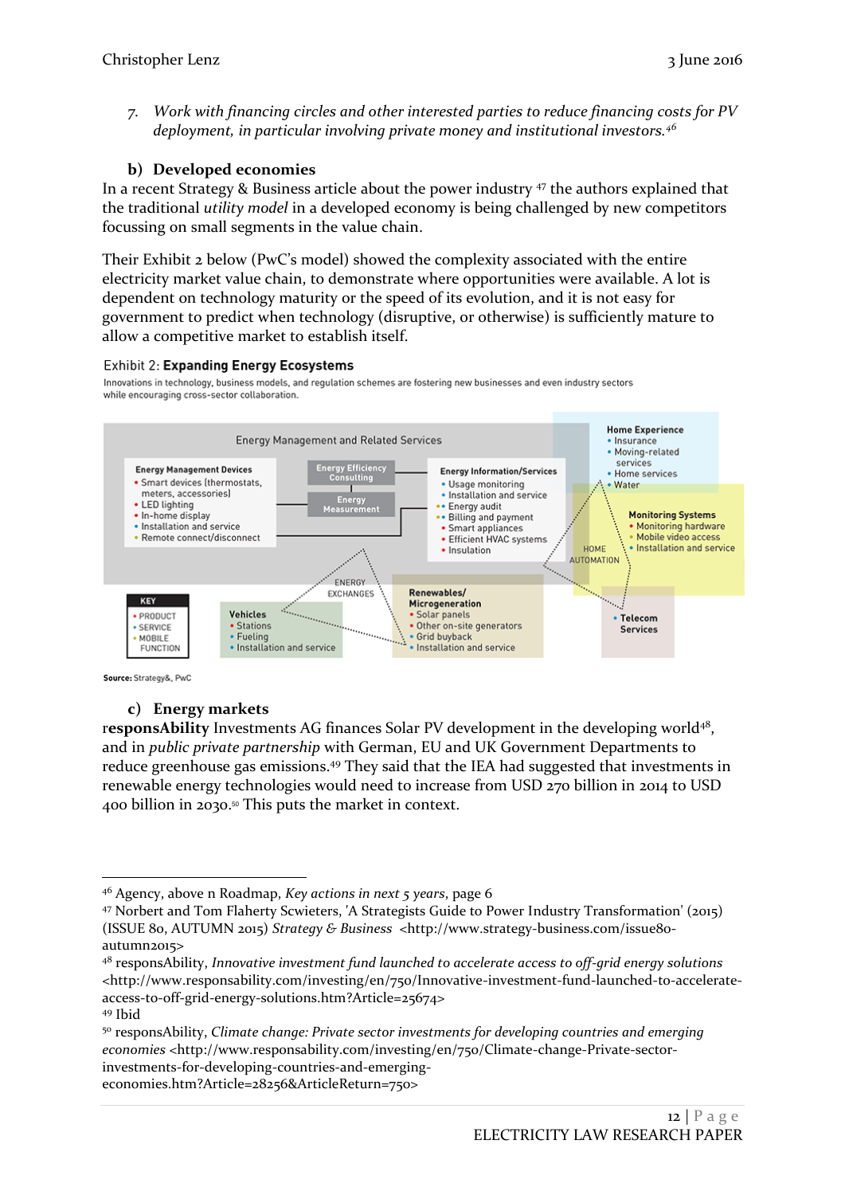7. *Work with financing circles and other interested parties to reduce financing costs for PV deployment, in particular involving private money and institutional investors.*[46]

## b) Developed economies

In a recent Strategy & Business article about the power industry [47] the authors explained that the traditional *utility model* in a developed economy is being challenged by new competitors focussing on small segments in the value chain.

Their Exhibit 2 below (PwC's model) showed the complexity associated with the entire electricity market value chain, to demonstrate where opportunities were available. A lot is dependent on technology maturity or the speed of its evolution, and it is not easy for government to predict when technology (disruptive, or otherwise) is sufficiently mature to allow a competitive market to establish itself.

Exhibit 2: **Expanding Energy Ecosystems**

Innovations in technology, business models, and regulation schemes are fostering new businesses and even industry sectors while encouraging cross-sector collaboration.

Energy Management and Related Services

**Energy Management Devices**
- Smart devices (thermostats, meters, accessories)
- LED lighting
- In-home display
- Installation and service
- Remote connect/disconnect

**Energy Efficiency Consulting**

**Energy Measurement**

**Energy Information/Services**
- Usage monitoring
- Installation and service
- Energy audit
- Billing and payment
- Smart appliances
- Efficient HVAC systems
- Insulation

**Home Experience**
- Insurance
- Moving-related services
- Home services
- Water

**Monitoring Systems**
- Monitoring hardware
- Mobile video access
- Installation and service

HOME AUTOMATION

ENERGY EXCHANGES

**Vehicles**
- Stations
- Fueling
- Installation and service

**Renewables/ Microgeneration**
- Solar panels
- Other on-site generators
- Grid buyback
- Installation and service

**Telecom Services**

KEY
- PRODUCT
- SERVICE
- MOBILE FUNCTION

**Source:** Strategy&, PwC

## c) Energy markets

**responsAbility** Investments AG finances Solar PV development in the developing world[48], and in *public private partnership* with German, EU and UK Government Departments to reduce greenhouse gas emissions.[49] They said that the IEA had suggested that investments in renewable energy technologies would need to increase from USD 270 billion in 2014 to USD 400 billion in 2030.[50] This puts the market in context.

---

[46] Agency, above n Roadmap, *Key actions in next 5 years*, page 6

[47] Norbert and Tom Flaherty Scwieters, 'A Strategists Guide to Power Industry Transformation' (2015) (ISSUE 80, AUTUMN 2015) *Strategy & Business* <http://www.strategy-business.com/issue80-autumn2015>

[48] responsAbility, *Innovative investment fund launched to accelerate access to off-grid energy solutions* <http://www.responsability.com/investing/en/750/Innovative-investment-fund-launched-to-accelerate-access-to-off-grid-energy-solutions.htm?Article=25674>

[49] Ibid

[50] responsAbility, *Climate change: Private sector investments for developing countries and emerging economies* <http://www.responsability.com/investing/en/750/Climate-change-Private-sector-investments-for-developing-countries-and-emerging-economies.htm?Article=28256&ArticleReturn=750>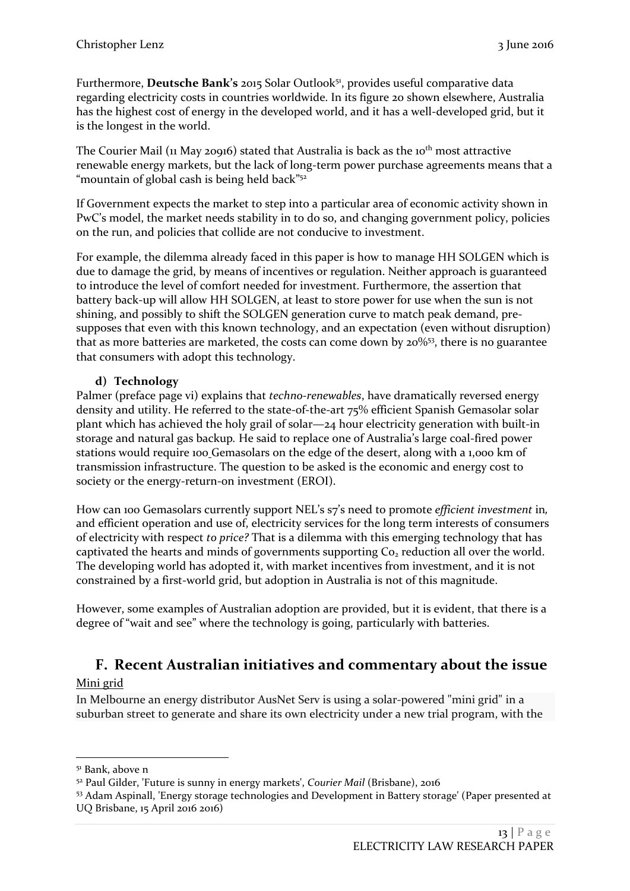Furthermore, **Deutsche Bank's** 2015 Solar Outlook[51], provides useful comparative data regarding electricity costs in countries worldwide. In its figure 20 shown elsewhere, Australia has the highest cost of energy in the developed world, and it has a well-developed grid, but it is the longest in the world.

The Courier Mail (11 May 20916) stated that Australia is back as the 10th most attractive renewable energy markets, but the lack of long-term power purchase agreements means that a "mountain of global cash is being held back"[52]

If Government expects the market to step into a particular area of economic activity shown in PwC's model, the market needs stability in to do so, and changing government policy, policies on the run, and policies that collide are not conducive to investment.

For example, the dilemma already faced in this paper is how to manage HH SOLGEN which is due to damage the grid, by means of incentives or regulation. Neither approach is guaranteed to introduce the level of comfort needed for investment. Furthermore, the assertion that battery back-up will allow HH SOLGEN, at least to store power for use when the sun is not shining, and possibly to shift the SOLGEN generation curve to match peak demand, pre-supposes that even with this known technology, and an expectation (even without disruption) that as more batteries are marketed, the costs can come down by 20%[53], there is no guarantee that consumers with adopt this technology.

**d) Technology**

Palmer (preface page vi) explains that *techno-renewables*, have dramatically reversed energy density and utility. He referred to the state-of-the-art 75% efficient Spanish Gemasolar solar plant which has achieved the holy grail of solar—24 hour electricity generation with built-in storage and natural gas backup. He said to replace one of Australia's large coal-fired power stations would require 100 Gemasolars on the edge of the desert, along with a 1,000 km of transmission infrastructure. The question to be asked is the economic and energy cost to society or the energy-return-on investment (EROI).

How can 100 Gemasolars currently support NEL's s7's need to promote *efficient investment* in, and efficient operation and use of, electricity services for the long term interests of consumers of electricity with respect *to price?* That is a dilemma with this emerging technology that has captivated the hearts and minds of governments supporting $Co_2$ reduction all over the world. The developing world has adopted it, with market incentives from investment, and it is not constrained by a first-world grid, but adoption in Australia is not of this magnitude.

However, some examples of Australian adoption are provided, but it is evident, that there is a degree of "wait and see" where the technology is going, particularly with batteries.

## F. Recent Australian initiatives and commentary about the issue

Mini grid

In Melbourne an energy distributor AusNet Serv is using a solar-powered "mini grid" in a suburban street to generate and share its own electricity under a new trial program, with the

---

[51] Bank, above n

[52] Paul Gilder, 'Future is sunny in energy markets', *Courier Mail* (Brisbane), 2016

[53] Adam Aspinall, 'Energy storage technologies and Development in Battery storage' (Paper presented at UQ Brisbane, 15 April 2016 2016)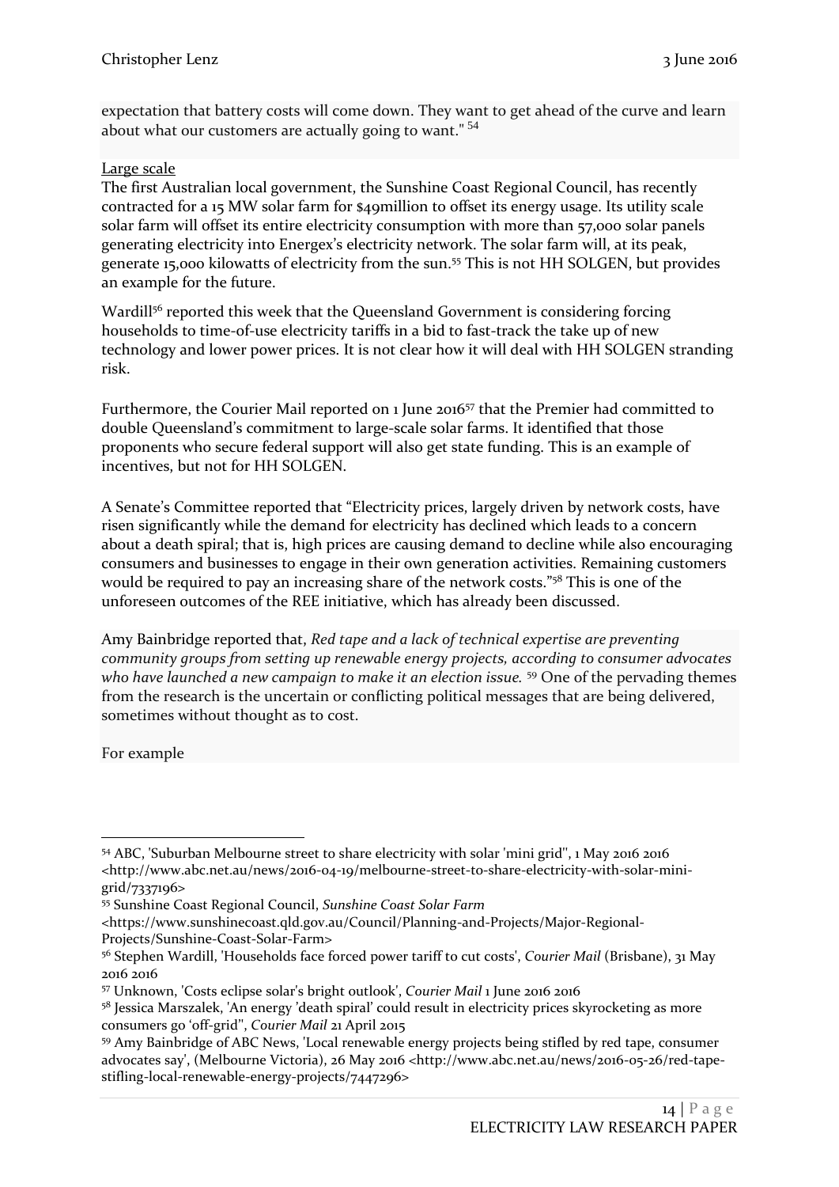expectation that battery costs will come down. They want to get ahead of the curve and learn about what our customers are actually going to want." [54]

<u>Large scale</u>

The first Australian local government, the Sunshine Coast Regional Council, has recently contracted for a 15 MW solar farm for $49million to offset its energy usage. Its utility scale solar farm will offset its entire electricity consumption with more than 57,000 solar panels generating electricity into Energex's electricity network. The solar farm will, at its peak, generate 15,000 kilowatts of electricity from the sun.[55] This is not HH SOLGEN, but provides an example for the future.

Wardill[56] reported this week that the Queensland Government is considering forcing households to time-of-use electricity tariffs in a bid to fast-track the take up of new technology and lower power prices. It is not clear how it will deal with HH SOLGEN stranding risk.

Furthermore, the Courier Mail reported on 1 June 2016[57] that the Premier had committed to double Queensland's commitment to large-scale solar farms. It identified that those proponents who secure federal support will also get state funding. This is an example of incentives, but not for HH SOLGEN.

A Senate's Committee reported that "Electricity prices, largely driven by network costs, have risen significantly while the demand for electricity has declined which leads to a concern about a death spiral; that is, high prices are causing demand to decline while also encouraging consumers and businesses to engage in their own generation activities. Remaining customers would be required to pay an increasing share of the network costs."[58] This is one of the unforeseen outcomes of the REE initiative, which has already been discussed.

Amy Bainbridge reported that, *Red tape and a lack of technical expertise are preventing community groups from setting up renewable energy projects, according to consumer advocates who have launched a new campaign to make it an election issue.* [59] One of the pervading themes from the research is the uncertain or conflicting political messages that are being delivered, sometimes without thought as to cost.

For example

---

[54] ABC, 'Suburban Melbourne street to share electricity with solar 'mini grid'', 1 May 2016 2016 <http://www.abc.net.au/news/2016-04-19/melbourne-street-to-share-electricity-with-solar-mini-grid/7337196>

[55] Sunshine Coast Regional Council, *Sunshine Coast Solar Farm* <https://www.sunshinecoast.qld.gov.au/Council/Planning-and-Projects/Major-Regional-Projects/Sunshine-Coast-Solar-Farm>

[56] Stephen Wardill, 'Households face forced power tariff to cut costs', *Courier Mail* (Brisbane), 31 May 2016 2016

[57] Unknown, 'Costs eclipse solar's bright outlook', *Courier Mail* 1 June 2016 2016

[58] Jessica Marszalek, 'An energy 'death spiral' could result in electricity prices skyrocketing as more consumers go 'off-grid'', *Courier Mail* 21 April 2015

[59] Amy Bainbridge of ABC News, 'Local renewable energy projects being stifled by red tape, consumer advocates say', (Melbourne Victoria), 26 May 2016 <http://www.abc.net.au/news/2016-05-26/red-tape-stifling-local-renewable-energy-projects/7447296>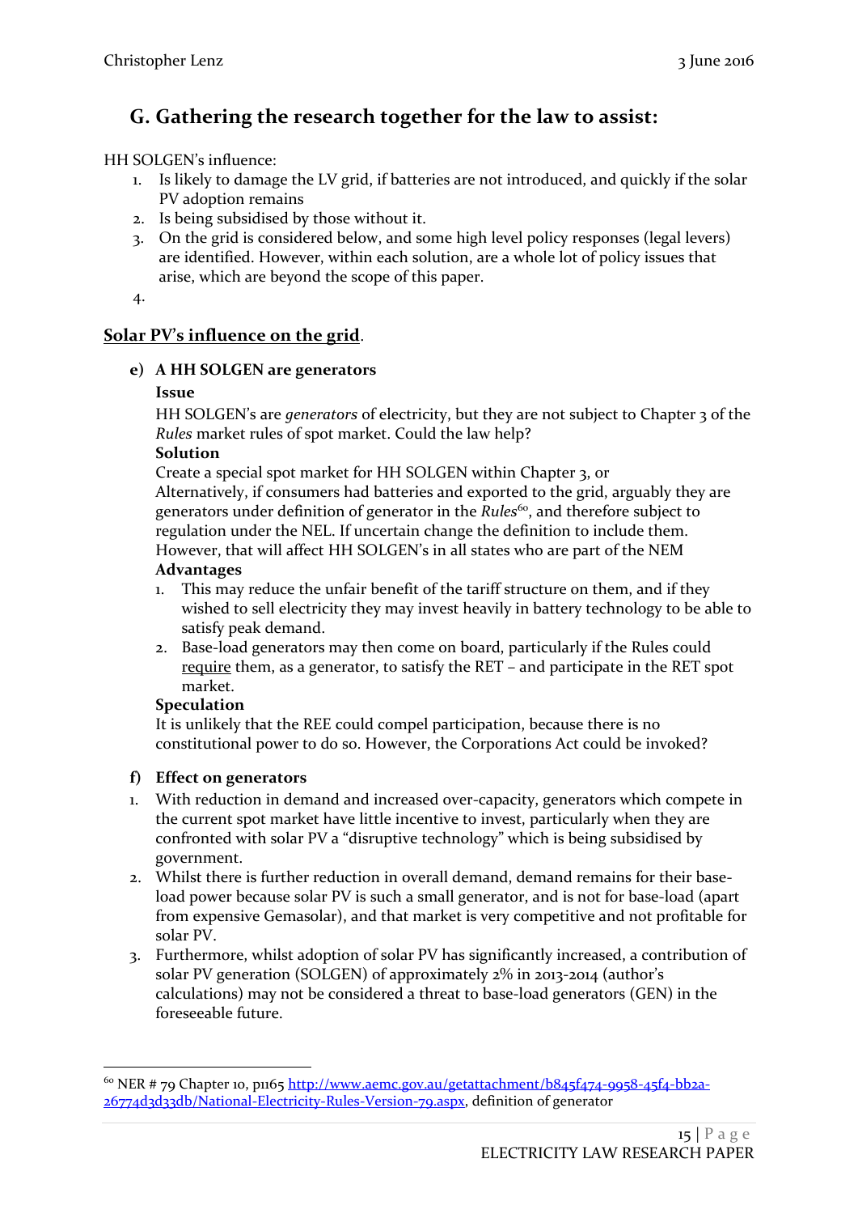## G. Gathering the research together for the law to assist:

HH SOLGEN's influence:

1. Is likely to damage the LV grid, if batteries are not introduced, and quickly if the solar PV adoption remains
2. Is being subsidised by those without it.
3. On the grid is considered below, and some high level policy responses (legal levers) are identified. However, within each solution, are a whole lot of policy issues that arise, which are beyond the scope of this paper.
4. 

**<u>Solar PV's influence on the grid</u>**.

**e) A HH SOLGEN are generators**

**Issue**

HH SOLGEN's are *generators* of electricity, but they are not subject to Chapter 3 of the *Rules* market rules of spot market. Could the law help?

**Solution**

Create a special spot market for HH SOLGEN within Chapter 3, or

Alternatively, if consumers had batteries and exported to the grid, arguably they are generators under definition of generator in the *Rules*[60], and therefore subject to regulation under the NEL. If uncertain change the definition to include them. However, that will affect HH SOLGEN's in all states who are part of the NEM

**Advantages**

1. This may reduce the unfair benefit of the tariff structure on them, and if they wished to sell electricity they may invest heavily in battery technology to be able to satisfy peak demand.
2. Base-load generators may then come on board, particularly if the Rules could <u>require</u> them, as a generator, to satisfy the RET – and participate in the RET spot market.

**Speculation**

It is unlikely that the REE could compel participation, because there is no constitutional power to do so. However, the Corporations Act could be invoked?

**f) Effect on generators**

1. With reduction in demand and increased over-capacity, generators which compete in the current spot market have little incentive to invest, particularly when they are confronted with solar PV a "disruptive technology" which is being subsidised by government.
2. Whilst there is further reduction in overall demand, demand remains for their base-load power because solar PV is such a small generator, and is not for base-load (apart from expensive Gemasolar), and that market is very competitive and not profitable for solar PV.
3. Furthermore, whilst adoption of solar PV has significantly increased, a contribution of solar PV generation (SOLGEN) of approximately 2% in 2013-2014 (author's calculations) may not be considered a threat to base-load generators (GEN) in the foreseeable future.

---

[60] NER # 79 Chapter 10, p1165 http://www.aemc.gov.au/getattachment/b845f474-9958-45f4-bb2a-26774d3d33db/National-Electricity-Rules-Version-79.aspx, definition of generator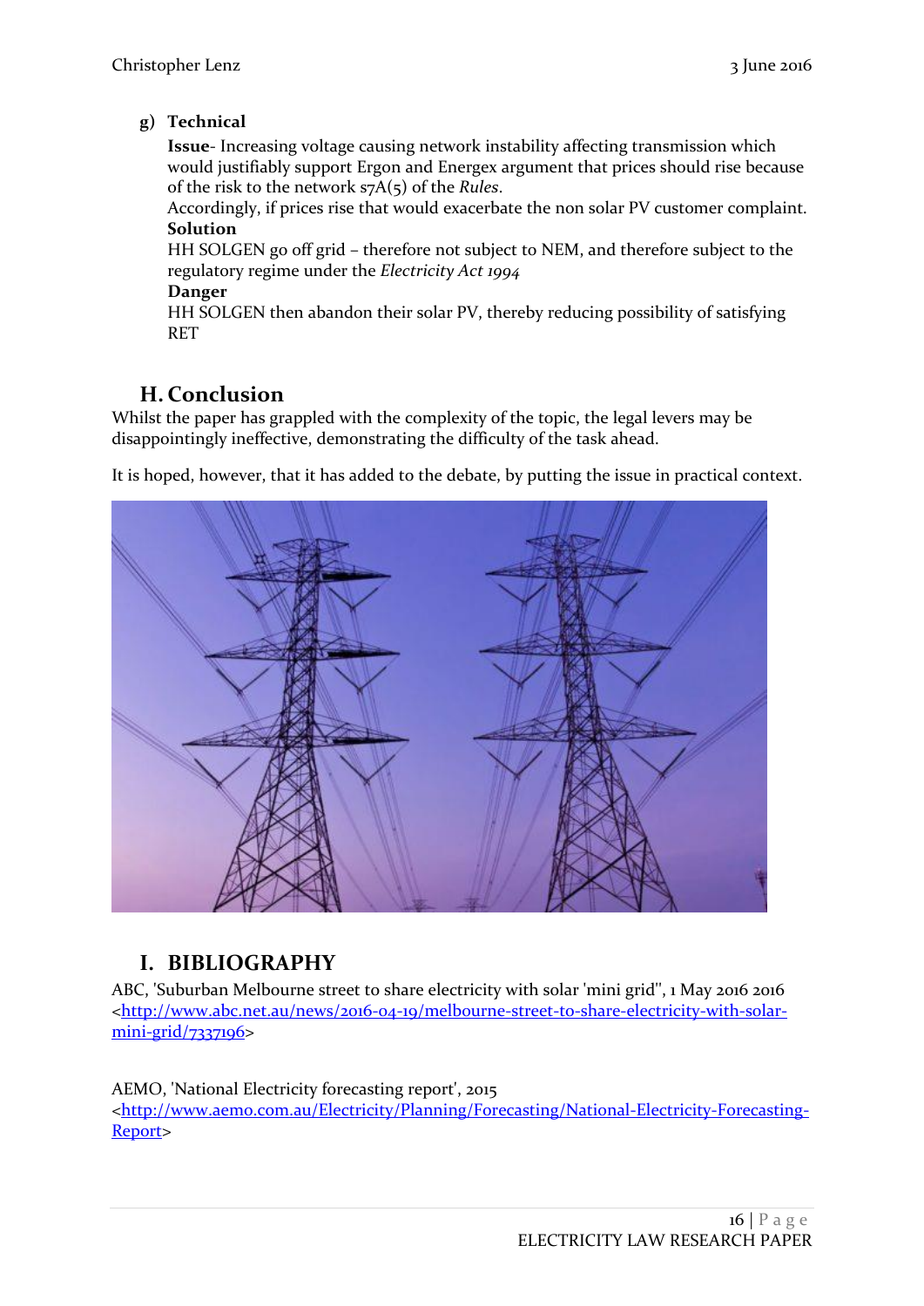**g) Technical**

**Issue**- Increasing voltage causing network instability affecting transmission which would justifiably support Ergon and Energex argument that prices should rise because of the risk to the network s7A(5) of the *Rules*.

Accordingly, if prices rise that would exacerbate the non solar PV customer complaint.

**Solution**

HH SOLGEN go off grid – therefore not subject to NEM, and therefore subject to the regulatory regime under the *Electricity Act 1994*

**Danger**

HH SOLGEN then abandon their solar PV, thereby reducing possibility of satisfying RET

## H. Conclusion

Whilst the paper has grappled with the complexity of the topic, the legal levers may be disappointingly ineffective, demonstrating the difficulty of the task ahead.

It is hoped, however, that it has added to the debate, by putting the issue in practical context.

## I. BIBLIOGRAPHY

ABC, 'Suburban Melbourne street to share electricity with solar 'mini grid'', 1 May 2016 2016 <http://www.abc.net.au/news/2016-04-19/melbourne-street-to-share-electricity-with-solar-mini-grid/7337196>

AEMO, 'National Electricity forecasting report', 2015 <http://www.aemo.com.au/Electricity/Planning/Forecasting/National-Electricity-Forecasting-Report>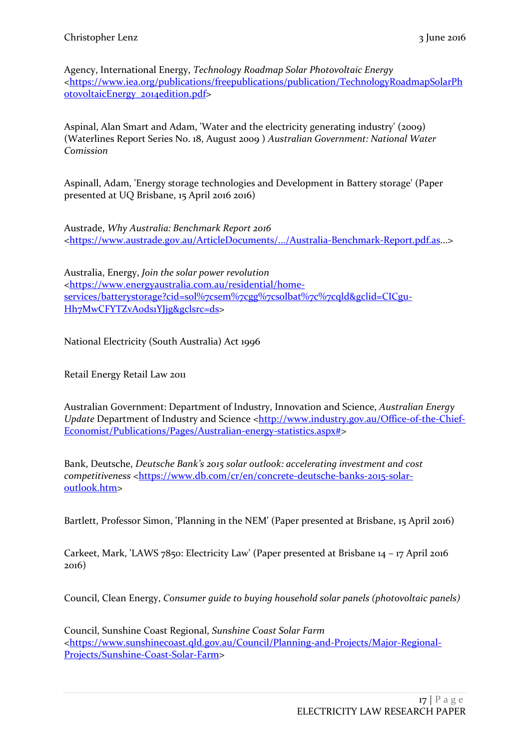Agency, International Energy, *Technology Roadmap Solar Photovoltaic Energy* <https://www.iea.org/publications/freepublications/publication/TechnologyRoadmapSolarPhotovoltaicEnergy_2014edition.pdf>

Aspinal, Alan Smart and Adam, 'Water and the electricity generating industry' (2009) (Waterlines Report Series No. 18, August 2009 ) *Australian Government: National Water Comission*

Aspinall, Adam, 'Energy storage technologies and Development in Battery storage' (Paper presented at UQ Brisbane, 15 April 2016 2016)

Austrade, *Why Australia: Benchmark Report 2016* <https://www.austrade.gov.au/ArticleDocuments/.../Australia-Benchmark-Report.pdf.as...>

Australia, Energy, *Join the solar power revolution* <https://www.energyaustralia.com.au/residential/home-services/batterystorage?cid=sol%7csem%7cgg%7csolbat%7c%7cqld&gclid=CICgu-Hh7MwCFYTZvAods1YJjg&gclsrc=ds>

National Electricity (South Australia) Act 1996

Retail Energy Retail Law 2011

Australian Government: Department of Industry, Innovation and Science, *Australian Energy Update* Department of Industry and Science <http://www.industry.gov.au/Office-of-the-Chief-Economist/Publications/Pages/Australian-energy-statistics.aspx#>

Bank, Deutsche, *Deutsche Bank's 2015 solar outlook: accelerating investment and cost competitiveness* <https://www.db.com/cr/en/concrete-deutsche-banks-2015-solar-outlook.htm>

Bartlett, Professor Simon, 'Planning in the NEM' (Paper presented at Brisbane, 15 April 2016)

Carkeet, Mark, 'LAWS 7850: Electricity Law' (Paper presented at Brisbane 14 – 17 April 2016 2016)

Council, Clean Energy, *Consumer guide to buying household solar panels (photovoltaic panels)*

Council, Sunshine Coast Regional, *Sunshine Coast Solar Farm* <https://www.sunshinecoast.qld.gov.au/Council/Planning-and-Projects/Major-Regional-Projects/Sunshine-Coast-Solar-Farm>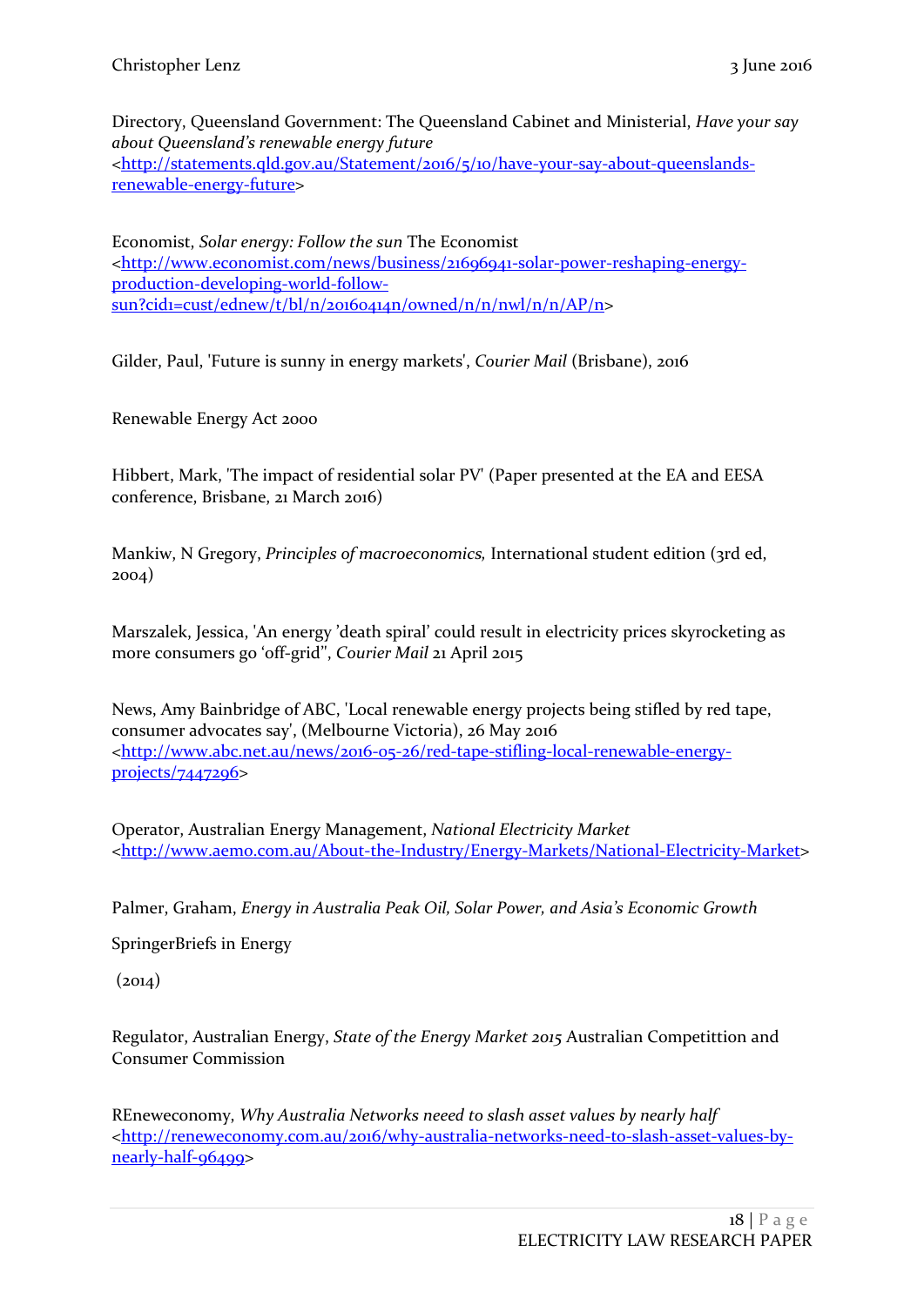Directory, Queensland Government: The Queensland Cabinet and Ministerial, *Have your say about Queensland's renewable energy future* <http://statements.qld.gov.au/Statement/2016/5/10/have-your-say-about-queenslands-renewable-energy-future>

Economist, *Solar energy: Follow the sun* The Economist <http://www.economist.com/news/business/21696941-solar-power-reshaping-energy-production-developing-world-follow-sun?cid1=cust/ednew/t/bl/n/20160414n/owned/n/n/nwl/n/n/AP/n>

Gilder, Paul, 'Future is sunny in energy markets', *Courier Mail* (Brisbane), 2016

Renewable Energy Act 2000

Hibbert, Mark, 'The impact of residential solar PV' (Paper presented at the EA and EESA conference, Brisbane, 21 March 2016)

Mankiw, N Gregory, *Principles of macroeconomics,* International student edition (3rd ed, 2004)

Marszalek, Jessica, 'An energy 'death spiral' could result in electricity prices skyrocketing as more consumers go 'off-grid'', *Courier Mail* 21 April 2015

News, Amy Bainbridge of ABC, 'Local renewable energy projects being stifled by red tape, consumer advocates say', (Melbourne Victoria), 26 May 2016 <http://www.abc.net.au/news/2016-05-26/red-tape-stifling-local-renewable-energy-projects/7447296>

Operator, Australian Energy Management, *National Electricity Market* <http://www.aemo.com.au/About-the-Industry/Energy-Markets/National-Electricity-Market>

Palmer, Graham, *Energy in Australia Peak Oil, Solar Power, and Asia's Economic Growth*

SpringerBriefs in Energy

(2014)

Regulator, Australian Energy, *State of the Energy Market 2015* Australian Competittion and Consumer Commission

REneweconomy, *Why Australia Networks neeed to slash asset values by nearly half* <http://reneweconomy.com.au/2016/why-australia-networks-need-to-slash-asset-values-by-nearly-half-96499>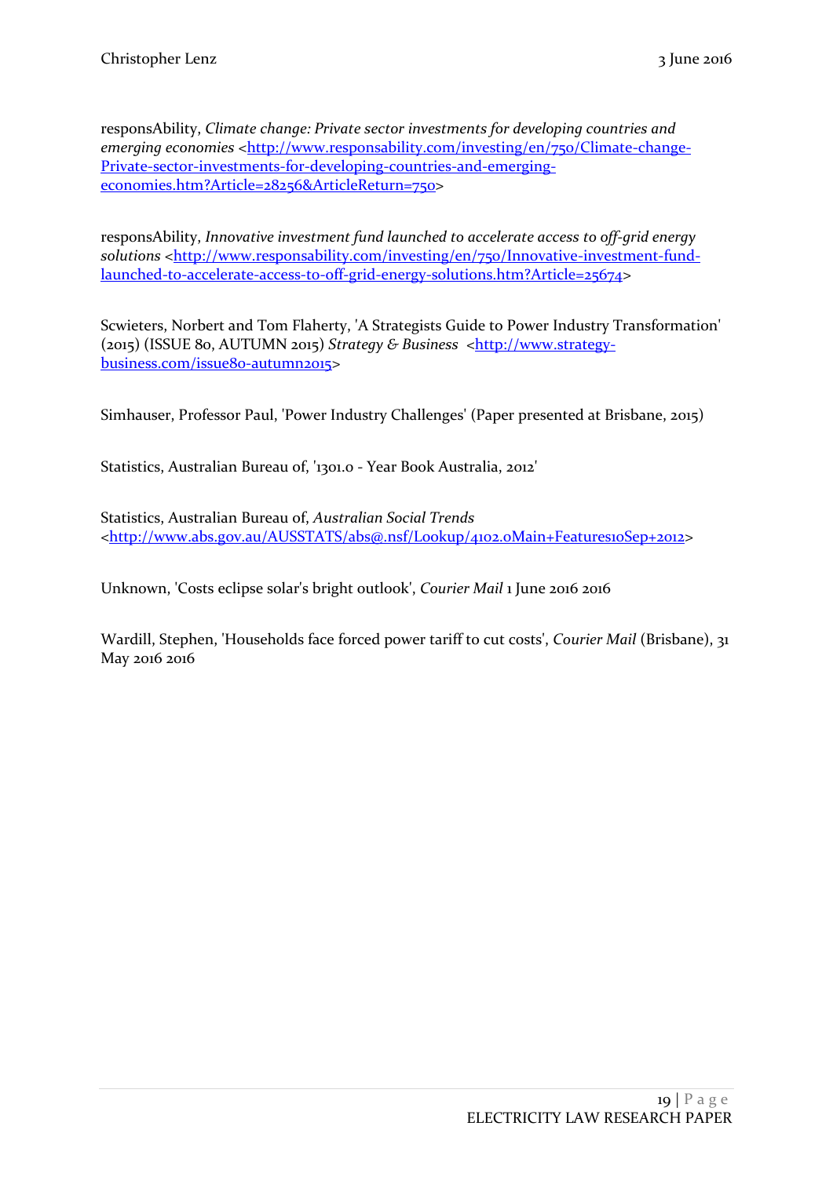responsAbility, *Climate change: Private sector investments for developing countries and emerging economies* <http://www.responsability.com/investing/en/750/Climate-change-Private-sector-investments-for-developing-countries-and-emerging-economies.htm?Article=28256&ArticleReturn=750>

responsAbility, *Innovative investment fund launched to accelerate access to off-grid energy solutions* <http://www.responsability.com/investing/en/750/Innovative-investment-fund-launched-to-accelerate-access-to-off-grid-energy-solutions.htm?Article=25674>

Scwieters, Norbert and Tom Flaherty, 'A Strategists Guide to Power Industry Transformation' (2015) (ISSUE 80, AUTUMN 2015) *Strategy & Business* <http://www.strategy-business.com/issue80-autumn2015>

Simhauser, Professor Paul, 'Power Industry Challenges' (Paper presented at Brisbane, 2015)

Statistics, Australian Bureau of, '1301.0 - Year Book Australia, 2012'

Statistics, Australian Bureau of, *Australian Social Trends* <http://www.abs.gov.au/AUSSTATS/abs@.nsf/Lookup/4102.0Main+Features10Sep+2012>

Unknown, 'Costs eclipse solar's bright outlook', *Courier Mail* 1 June 2016 2016

Wardill, Stephen, 'Households face forced power tariff to cut costs', *Courier Mail* (Brisbane), 31 May 2016 2016